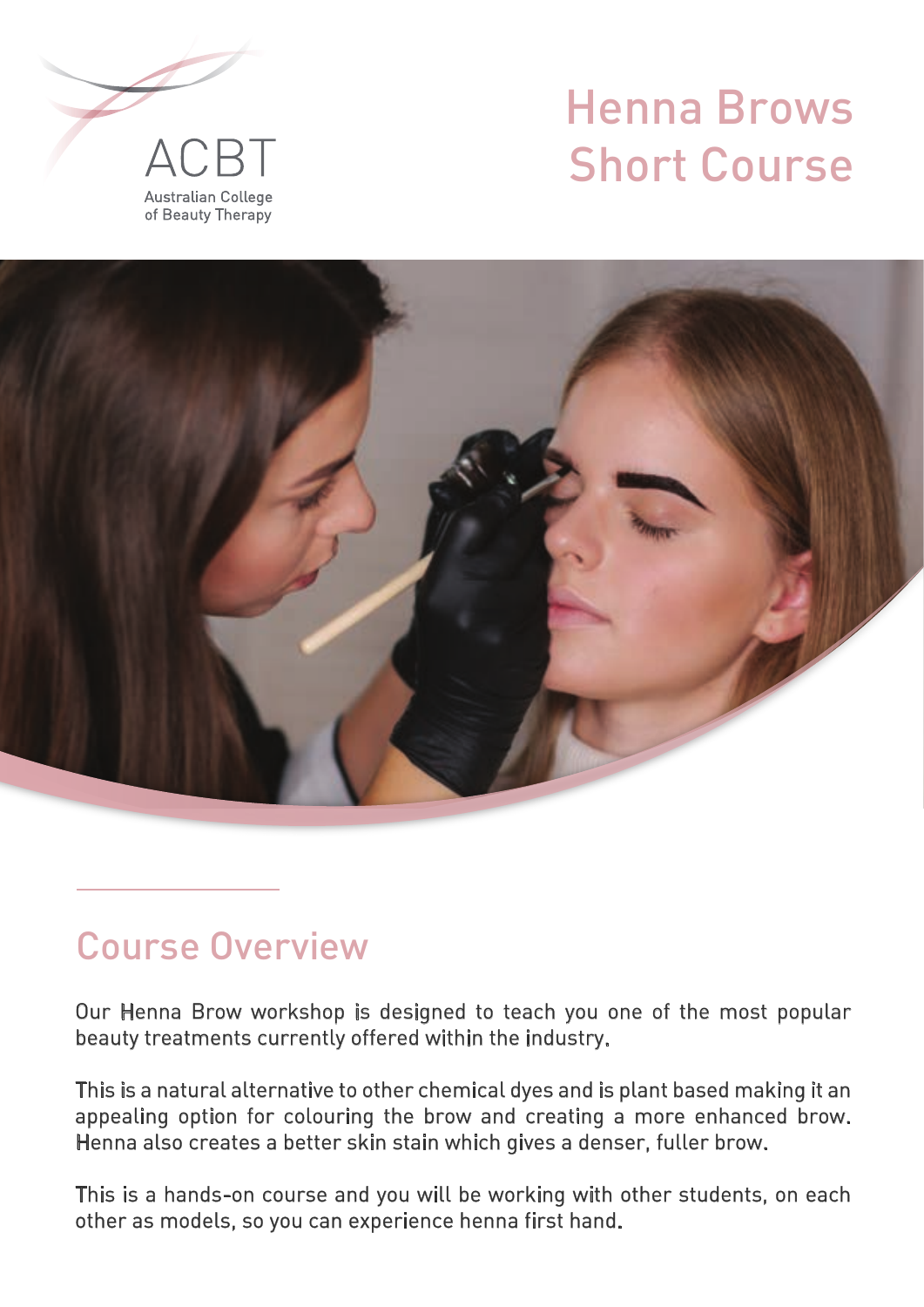ACBT

Australian College of Beauty Therapy

# Henna Brows Short Course

## Course Overview

Our Henna Brow workshop is designed to teach you one of the most popular beauty treatments currently offered within the industry.

This is a natural alternative to other chemical dyes and is plant based making it an appealing option for colouring the brow and creating a more enhanced brow. Henna also creates a better skin stain which gives a denser, fuller brow.

This is a hands-on course and you will be working with other students, on each other as models, so you can experience henna first hand.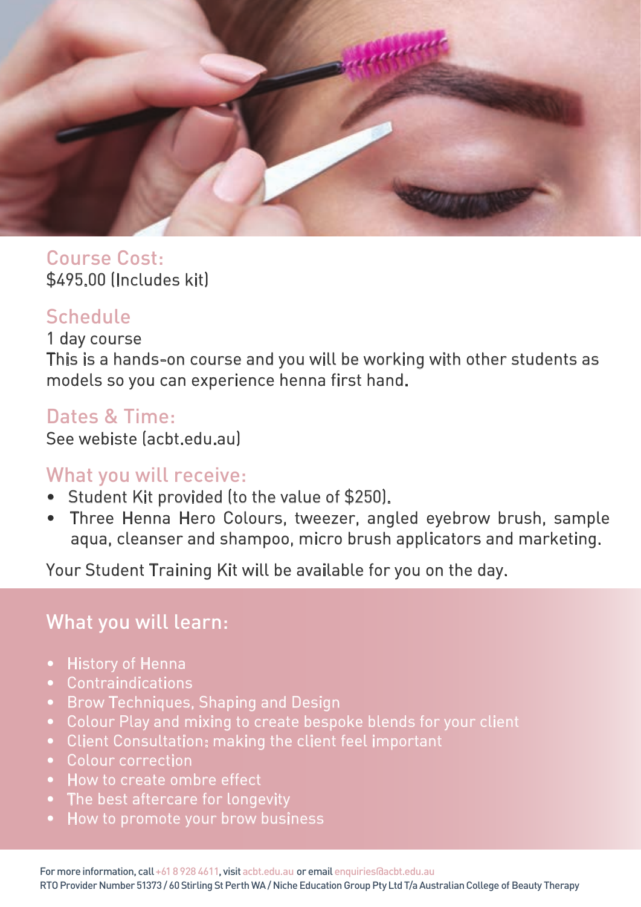## Course Cost:

$495.00 (Includes kit)

## Schedule

1 day course

This is a hands-on course and you will be working with other students as models so you can experience henna first hand.

## Dates & Time:

See webiste (acbt.edu.au)

## What you will receive:

- Student Kit provided (to the value of $250).
- Three Henna Hero Colours, tweezer, angled eyebrow brush, sample aqua, cleanser and shampoo, micro brush applicators and marketing.

Your Student Training Kit will be available for you on the day.

## What you will learn:

- History of Henna
- Contraindications
- Brow Techniques, Shaping and Design
- Colour Play and mixing to create bespoke blends for your client
- Client Consultation: making the client feel important
- Colour correction
- How to create ombre effect
- The best aftercare for longevity
- How to promote your brow business

For more information, call +61 8 928 4611, visit acbt.edu.au or email enquiries@acbt.edu.au

RTO Provider Number 51373 / 60 Stirling St Perth WA / Niche Education Group Pty Ltd T/a Australian College of Beauty Therapy